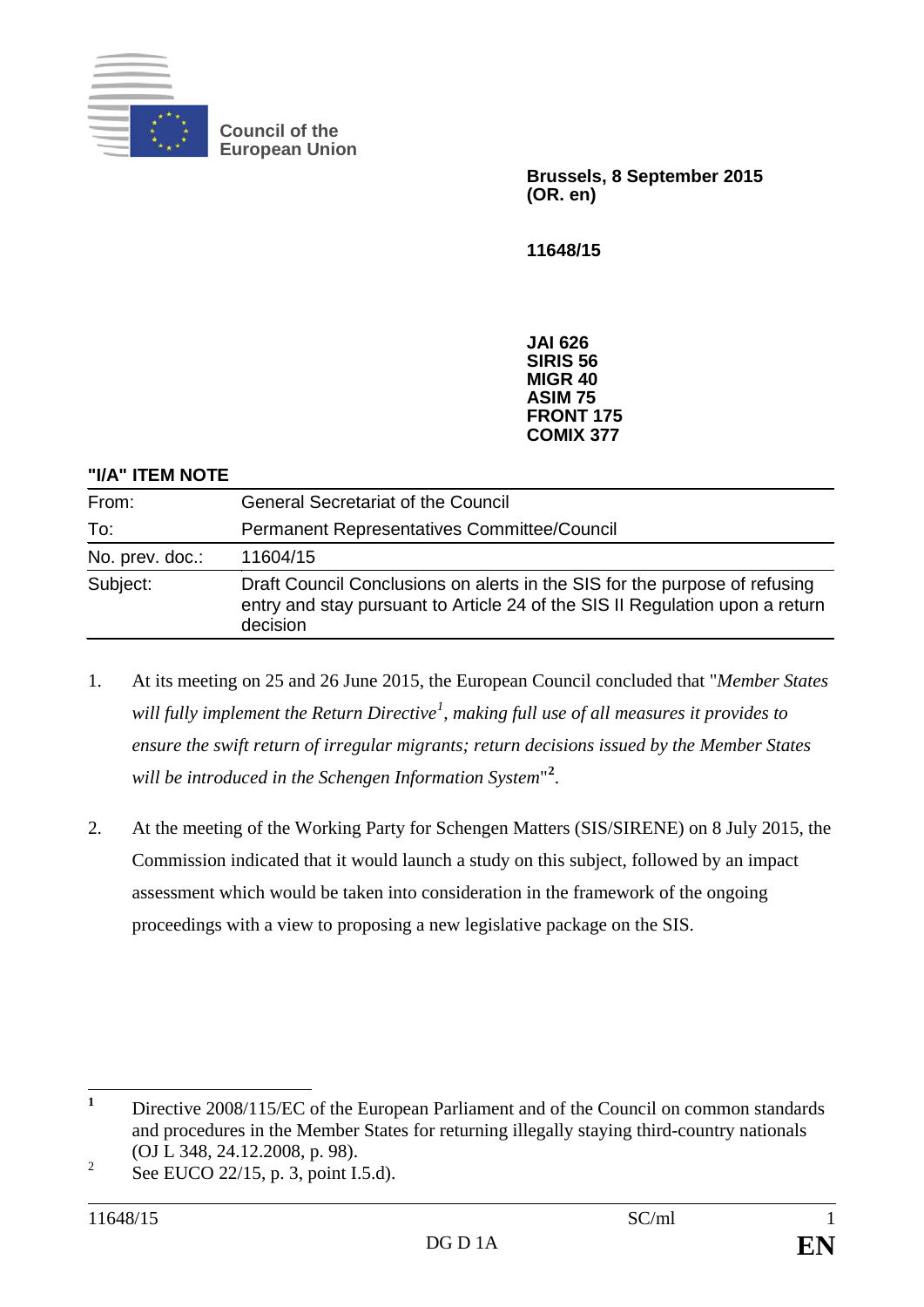Council of the European Union

**Brussels, 8 September 2015**
**(OR. en)**

**11648/15**

**JAI 626**
**SIRIS 56**
**MIGR 40**
**ASIM 75**
**FRONT 175**
**COMIX 377**

**"I/A" ITEM NOTE**

| | |
|---|---|
| From: | General Secretariat of the Council |
| To: | Permanent Representatives Committee/Council |
| No. prev. doc.: | 11604/15 |
| Subject: | Draft Council Conclusions on alerts in the SIS for the purpose of refusing entry and stay pursuant to Article 24 of the SIS II Regulation upon a return decision |

1. At its meeting on 25 and 26 June 2015, the European Council concluded that "*Member States will fully implement the Return Directive*[1]*, making full use of all measures it provides to ensure the swift return of irregular migrants; return decisions issued by the Member States will be introduced in the Schengen Information System*"[2].

2. At the meeting of the Working Party for Schengen Matters (SIS/SIRENE) on 8 July 2015, the Commission indicated that it would launch a study on this subject, followed by an impact assessment which would be taken into consideration in the framework of the ongoing proceedings with a view to proposing a new legislative package on the SIS.

---

[1] Directive 2008/115/EC of the European Parliament and of the Council on common standards and procedures in the Member States for returning illegally staying third-country nationals (OJ L 348, 24.12.2008, p. 98).

[2] See EUCO 22/15, p. 3, point I.5.d).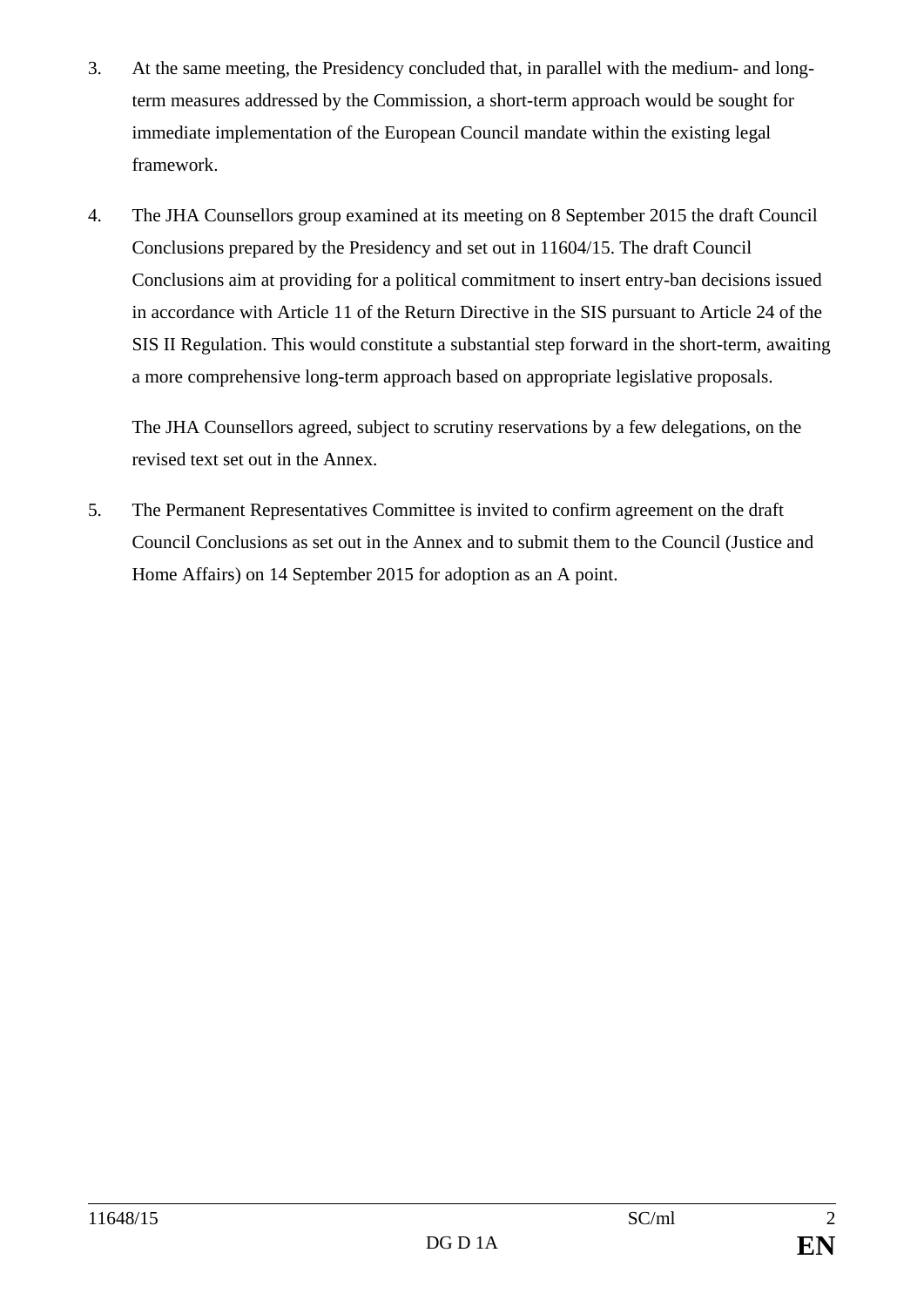3. At the same meeting, the Presidency concluded that, in parallel with the medium- and long-term measures addressed by the Commission, a short-term approach would be sought for immediate implementation of the European Council mandate within the existing legal framework.

4. The JHA Counsellors group examined at its meeting on 8 September 2015 the draft Council Conclusions prepared by the Presidency and set out in 11604/15. The draft Council Conclusions aim at providing for a political commitment to insert entry-ban decisions issued in accordance with Article 11 of the Return Directive in the SIS pursuant to Article 24 of the SIS II Regulation. This would constitute a substantial step forward in the short-term, awaiting a more comprehensive long-term approach based on appropriate legislative proposals.

   The JHA Counsellors agreed, subject to scrutiny reservations by a few delegations, on the revised text set out in the Annex.

5. The Permanent Representatives Committee is invited to confirm agreement on the draft Council Conclusions as set out in the Annex and to submit them to the Council (Justice and Home Affairs) on 14 September 2015 for adoption as an A point.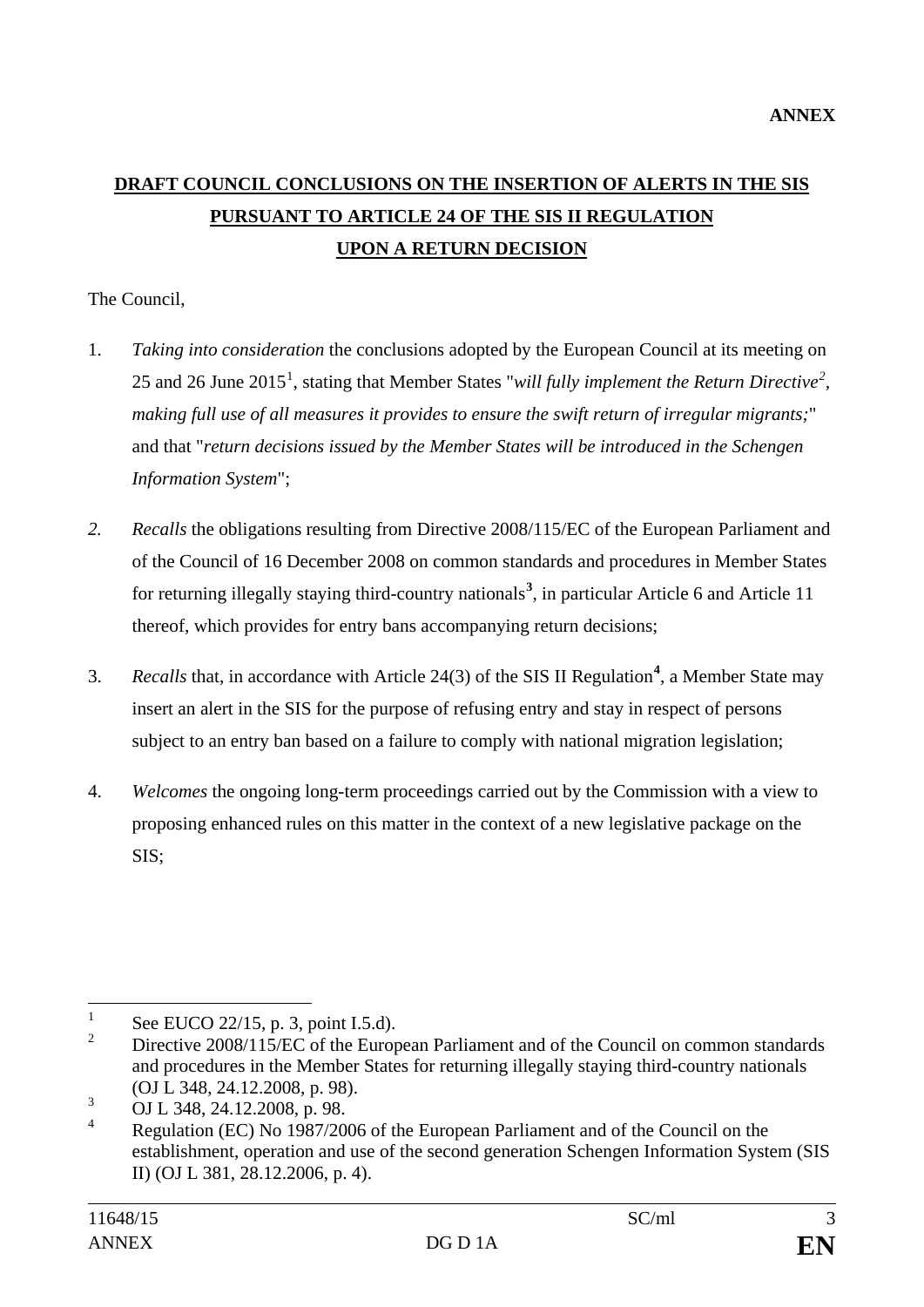**ANNEX**

**DRAFT COUNCIL CONCLUSIONS ON THE INSERTION OF ALERTS IN THE SIS PURSUANT TO ARTICLE 24 OF THE SIS II REGULATION UPON A RETURN DECISION**

The Council,

1. *Taking into consideration* the conclusions adopted by the European Council at its meeting on 25 and 26 June 2015[1], stating that Member States "*will fully implement the Return Directive[2], making full use of all measures it provides to ensure the swift return of irregular migrants;*" and that "*return decisions issued by the Member States will be introduced in the Schengen Information System*";

2. *Recalls* the obligations resulting from Directive 2008/115/EC of the European Parliament and of the Council of 16 December 2008 on common standards and procedures in Member States for returning illegally staying third-country nationals[3], in particular Article 6 and Article 11 thereof, which provides for entry bans accompanying return decisions;

3. *Recalls* that, in accordance with Article 24(3) of the SIS II Regulation[4], a Member State may insert an alert in the SIS for the purpose of refusing entry and stay in respect of persons subject to an entry ban based on a failure to comply with national migration legislation;

4. *Welcomes* the ongoing long-term proceedings carried out by the Commission with a view to proposing enhanced rules on this matter in the context of a new legislative package on the SIS;

---

[1] See EUCO 22/15, p. 3, point I.5.d).

[2] Directive 2008/115/EC of the European Parliament and of the Council on common standards and procedures in the Member States for returning illegally staying third-country nationals (OJ L 348, 24.12.2008, p. 98).

[3] OJ L 348, 24.12.2008, p. 98.

[4] Regulation (EC) No 1987/2006 of the European Parliament and of the Council on the establishment, operation and use of the second generation Schengen Information System (SIS II) (OJ L 381, 28.12.2006, p. 4).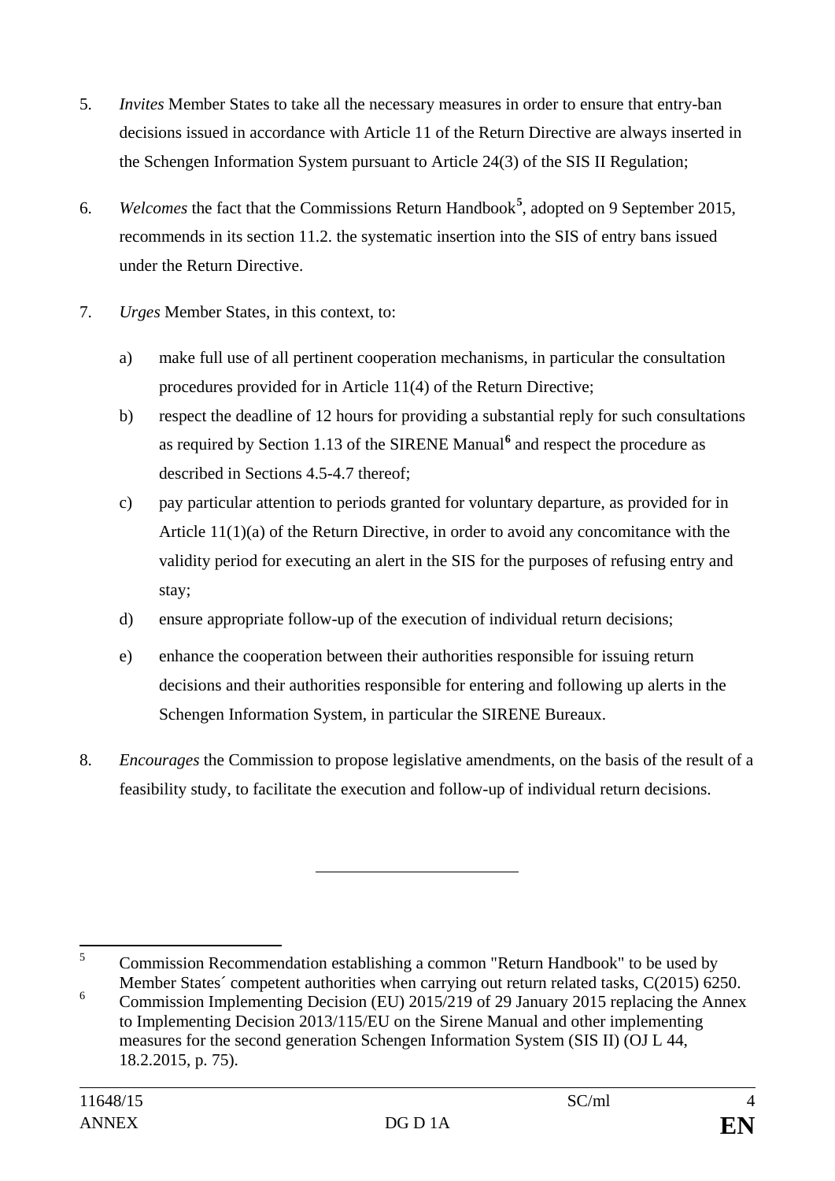5. *Invites* Member States to take all the necessary measures in order to ensure that entry-ban decisions issued in accordance with Article 11 of the Return Directive are always inserted in the Schengen Information System pursuant to Article 24(3) of the SIS II Regulation;

6. *Welcomes* the fact that the Commissions Return Handbook[5], adopted on 9 September 2015, recommends in its section 11.2. the systematic insertion into the SIS of entry bans issued under the Return Directive.

7. *Urges* Member States, in this context, to:

   a) make full use of all pertinent cooperation mechanisms, in particular the consultation procedures provided for in Article 11(4) of the Return Directive;

   b) respect the deadline of 12 hours for providing a substantial reply for such consultations as required by Section 1.13 of the SIRENE Manual[6] and respect the procedure as described in Sections 4.5-4.7 thereof;

   c) pay particular attention to periods granted for voluntary departure, as provided for in Article 11(1)(a) of the Return Directive, in order to avoid any concomitance with the validity period for executing an alert in the SIS for the purposes of refusing entry and stay;

   d) ensure appropriate follow-up of the execution of individual return decisions;

   e) enhance the cooperation between their authorities responsible for issuing return decisions and their authorities responsible for entering and following up alerts in the Schengen Information System, in particular the SIRENE Bureaux.

8. *Encourages* the Commission to propose legislative amendments, on the basis of the result of a feasibility study, to facilitate the execution and follow-up of individual return decisions.

---

[5] Commission Recommendation establishing a common "Return Handbook" to be used by Member States´ competent authorities when carrying out return related tasks, C(2015) 6250.

[6] Commission Implementing Decision (EU) 2015/219 of 29 January 2015 replacing the Annex to Implementing Decision 2013/115/EU on the Sirene Manual and other implementing measures for the second generation Schengen Information System (SIS II) (OJ L 44, 18.2.2015, p. 75).